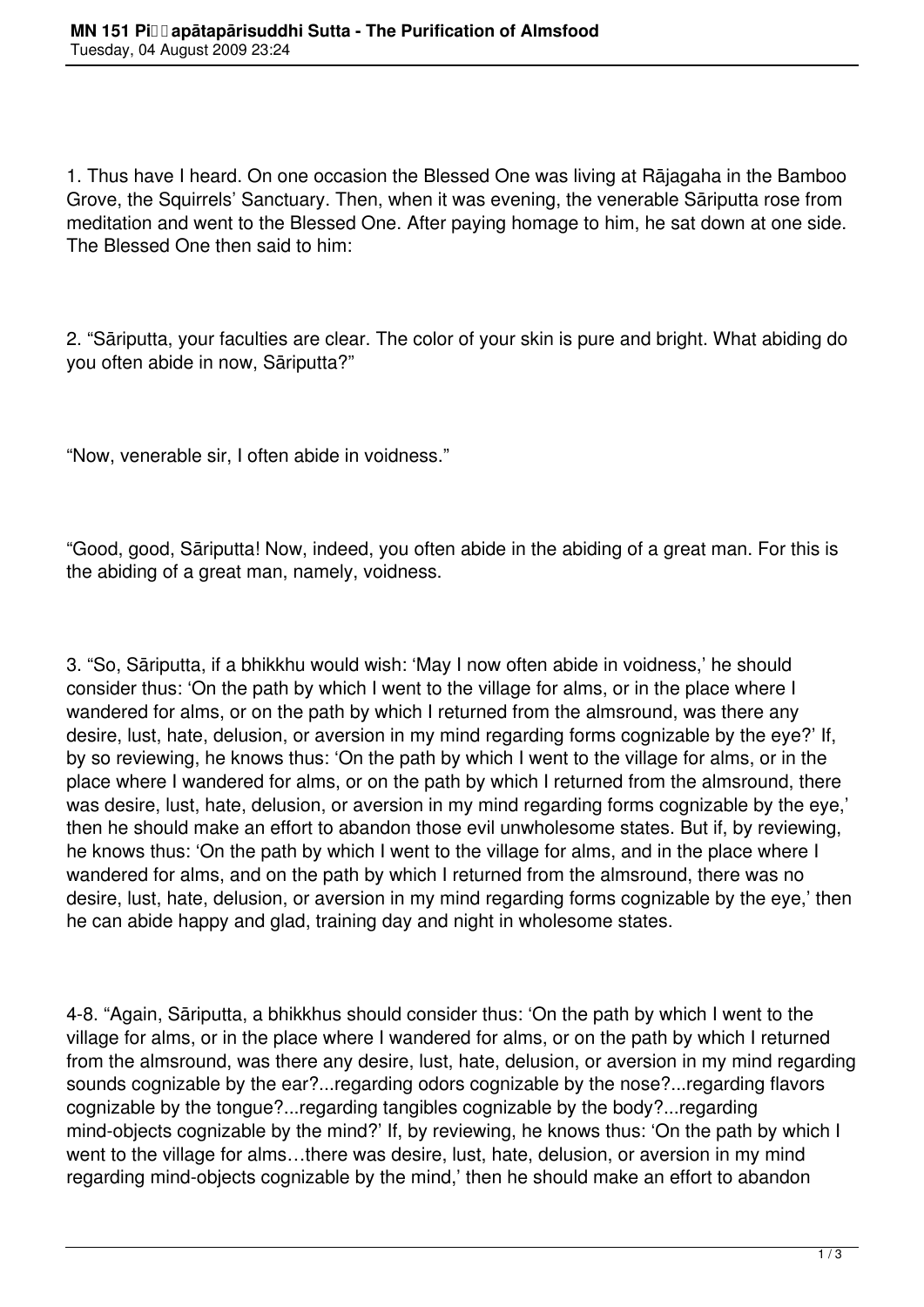1. Thus have I heard. On one occasion the Blessed One was living at Rājagaha in the Bamboo Grove, the Squirrels' Sanctuary. Then, when it was evening, the venerable Sāriputta rose from meditation and went to the Blessed One. After paying homage to him, he sat down at one side. The Blessed One then said to him:

2. "Sāriputta, your faculties are clear. The color of your skin is pure and bright. What abiding do you often abide in now, Sāriputta?"

"Now, venerable sir, I often abide in voidness."

"Good, good, Sāriputta! Now, indeed, you often abide in the abiding of a great man. For this is the abiding of a great man, namely, voidness.

3. "So, Sāriputta, if a bhikkhu would wish: 'May I now often abide in voidness,' he should consider thus: 'On the path by which I went to the village for alms, or in the place where I wandered for alms, or on the path by which I returned from the almsround, was there any desire, lust, hate, delusion, or aversion in my mind regarding forms cognizable by the eye?' If, by so reviewing, he knows thus: 'On the path by which I went to the village for alms, or in the place where I wandered for alms, or on the path by which I returned from the almsround, there was desire, lust, hate, delusion, or aversion in my mind regarding forms cognizable by the eye,' then he should make an effort to abandon those evil unwholesome states. But if, by reviewing, he knows thus: 'On the path by which I went to the village for alms, and in the place where I wandered for alms, and on the path by which I returned from the almsround, there was no desire, lust, hate, delusion, or aversion in my mind regarding forms cognizable by the eye,' then he can abide happy and glad, training day and night in wholesome states.

4-8. "Again, Sāriputta, a bhikkhus should consider thus: 'On the path by which I went to the village for alms, or in the place where I wandered for alms, or on the path by which I returned from the almsround, was there any desire, lust, hate, delusion, or aversion in my mind regarding sounds cognizable by the ear?...regarding odors cognizable by the nose?...regarding flavors cognizable by the tongue?...regarding tangibles cognizable by the body?...regarding mind-objects cognizable by the mind?' If, by reviewing, he knows thus: 'On the path by which I went to the village for alms…there was desire, lust, hate, delusion, or aversion in my mind regarding mind-objects cognizable by the mind,' then he should make an effort to abandon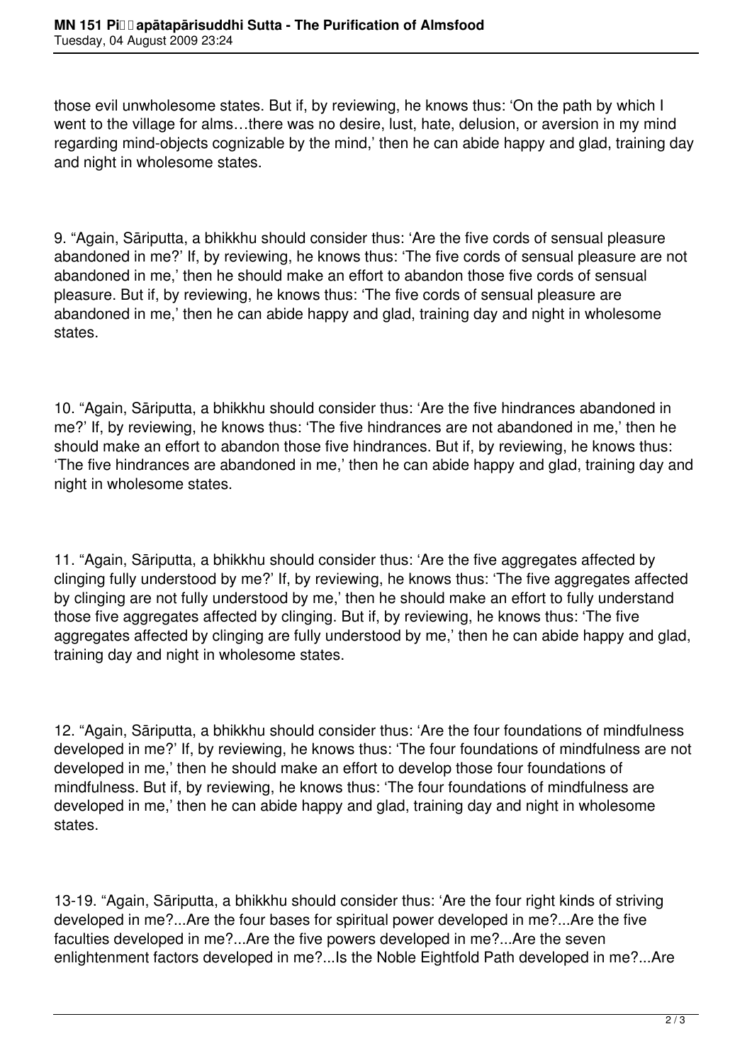those evil unwholesome states. But if, by reviewing, he knows thus: 'On the path by which I went to the village for alms…there was no desire, lust, hate, delusion, or aversion in my mind regarding mind-objects cognizable by the mind,' then he can abide happy and glad, training day and night in wholesome states.

9. "Again, Sāriputta, a bhikkhu should consider thus: 'Are the five cords of sensual pleasure abandoned in me?' If, by reviewing, he knows thus: 'The five cords of sensual pleasure are not abandoned in me,' then he should make an effort to abandon those five cords of sensual pleasure. But if, by reviewing, he knows thus: 'The five cords of sensual pleasure are abandoned in me,' then he can abide happy and glad, training day and night in wholesome states.

10. "Again, Sāriputta, a bhikkhu should consider thus: 'Are the five hindrances abandoned in me?' If, by reviewing, he knows thus: 'The five hindrances are not abandoned in me,' then he should make an effort to abandon those five hindrances. But if, by reviewing, he knows thus: 'The five hindrances are abandoned in me,' then he can abide happy and glad, training day and night in wholesome states.

11. "Again, Sāriputta, a bhikkhu should consider thus: 'Are the five aggregates affected by clinging fully understood by me?' If, by reviewing, he knows thus: 'The five aggregates affected by clinging are not fully understood by me,' then he should make an effort to fully understand those five aggregates affected by clinging. But if, by reviewing, he knows thus: 'The five aggregates affected by clinging are fully understood by me,' then he can abide happy and glad, training day and night in wholesome states.

12. "Again, Sāriputta, a bhikkhu should consider thus: 'Are the four foundations of mindfulness developed in me?' If, by reviewing, he knows thus: 'The four foundations of mindfulness are not developed in me,' then he should make an effort to develop those four foundations of mindfulness. But if, by reviewing, he knows thus: 'The four foundations of mindfulness are developed in me,' then he can abide happy and glad, training day and night in wholesome states.

13-19. "Again, Sāriputta, a bhikkhu should consider thus: 'Are the four right kinds of striving developed in me?...Are the four bases for spiritual power developed in me?...Are the five faculties developed in me?...Are the five powers developed in me?...Are the seven enlightenment factors developed in me?...Is the Noble Eightfold Path developed in me?...Are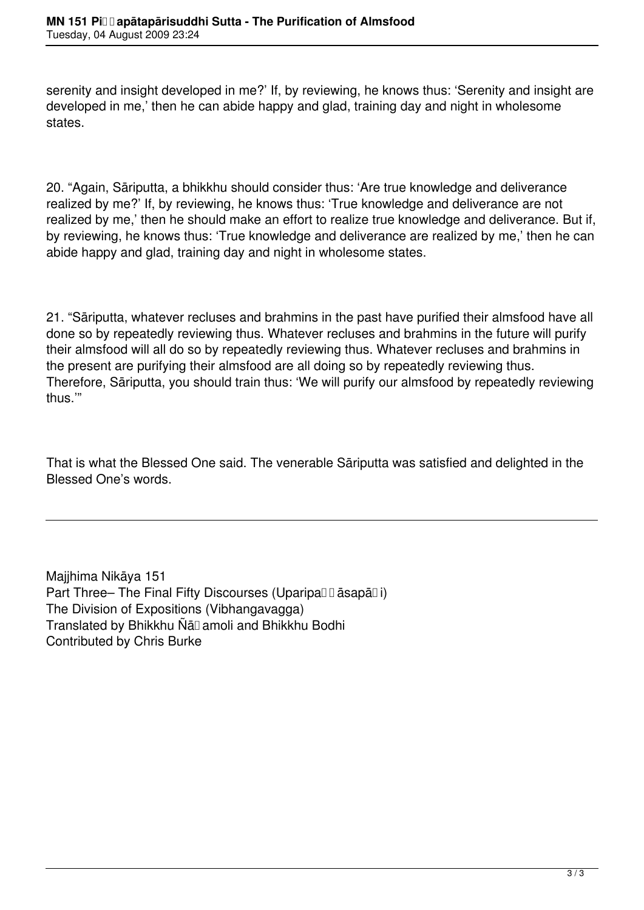serenity and insight developed in me?' If, by reviewing, he knows thus: 'Serenity and insight are developed in me,' then he can abide happy and glad, training day and night in wholesome states.

20. "Again, Sāriputta, a bhikkhu should consider thus: 'Are true knowledge and deliverance realized by me?' If, by reviewing, he knows thus: 'True knowledge and deliverance are not realized by me,' then he should make an effort to realize true knowledge and deliverance. But if, by reviewing, he knows thus: 'True knowledge and deliverance are realized by me,' then he can abide happy and glad, training day and night in wholesome states.

21. "Sāriputta, whatever recluses and brahmins in the past have purified their almsfood have all done so by repeatedly reviewing thus. Whatever recluses and brahmins in the future will purify their almsfood will all do so by repeatedly reviewing thus. Whatever recluses and brahmins in the present are purifying their almsfood are all doing so by repeatedly reviewing thus. Therefore, Sāriputta, you should train thus: 'We will purify our almsfood by repeatedly reviewing thus.'"

That is what the Blessed One said. The venerable Sāriputta was satisfied and delighted in the Blessed One's words.

---

Majjhima Nikāya 151
Part Three– The Final Fifty Discourses (Uparipaṇṇāsapāḷi)
The Division of Expositions (Vibhangavagga)
Translated by Bhikkhu Ñāṇamoli and Bhikkhu Bodhi
Contributed by Chris Burke